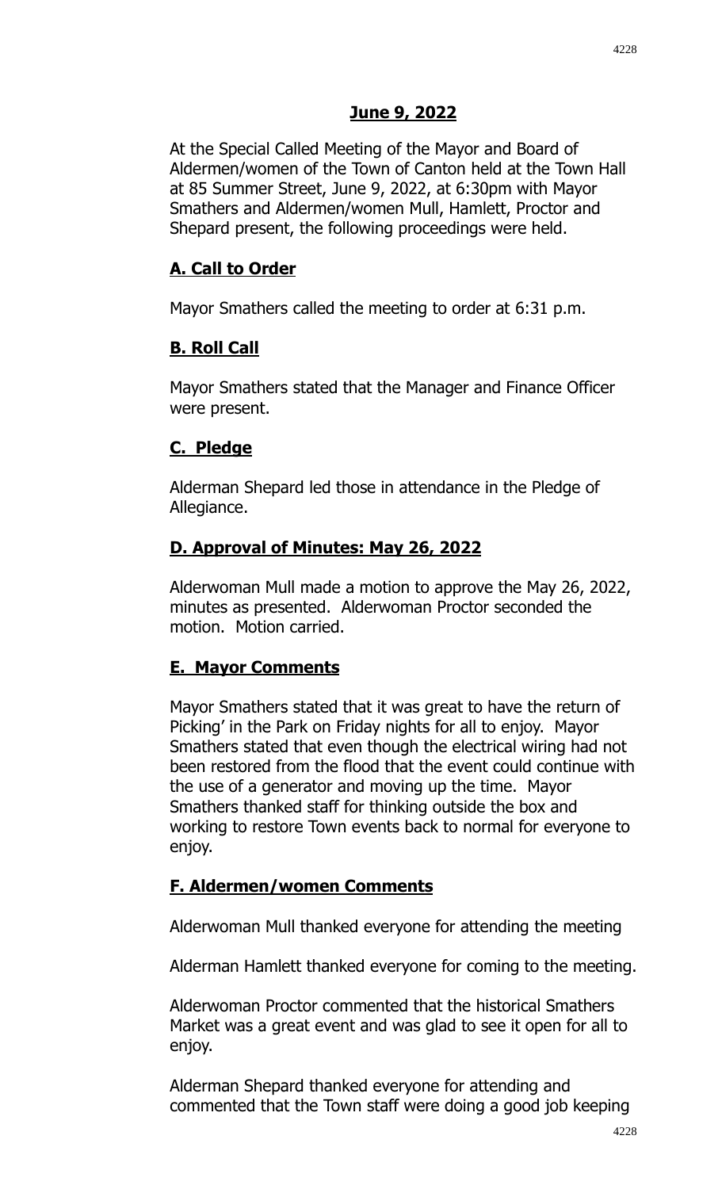**June 9, 2022**

At the Special Called Meeting of the Mayor and Board of Aldermen/women of the Town of Canton held at the Town Hall at 85 Summer Street, June 9, 2022, at 6:30pm with Mayor Smathers and Aldermen/women Mull, Hamlett, Proctor and Shepard present, the following proceedings were held.

## A. Call to Order

Mayor Smathers called the meeting to order at 6:31 p.m.

## B. Roll Call

Mayor Smathers stated that the Manager and Finance Officer were present.

## C. Pledge

Alderman Shepard led those in attendance in the Pledge of Allegiance.

## D. Approval of Minutes: May 26, 2022

Alderwoman Mull made a motion to approve the May 26, 2022, minutes as presented. Alderwoman Proctor seconded the motion. Motion carried.

## E. Mayor Comments

Mayor Smathers stated that it was great to have the return of Picking' in the Park on Friday nights for all to enjoy. Mayor Smathers stated that even though the electrical wiring had not been restored from the flood that the event could continue with the use of a generator and moving up the time. Mayor Smathers thanked staff for thinking outside the box and working to restore Town events back to normal for everyone to enjoy.

## F. Aldermen/women Comments

Alderwoman Mull thanked everyone for attending the meeting

Alderman Hamlett thanked everyone for coming to the meeting.

Alderwoman Proctor commented that the historical Smathers Market was a great event and was glad to see it open for all to enjoy.

Alderman Shepard thanked everyone for attending and commented that the Town staff were doing a good job keeping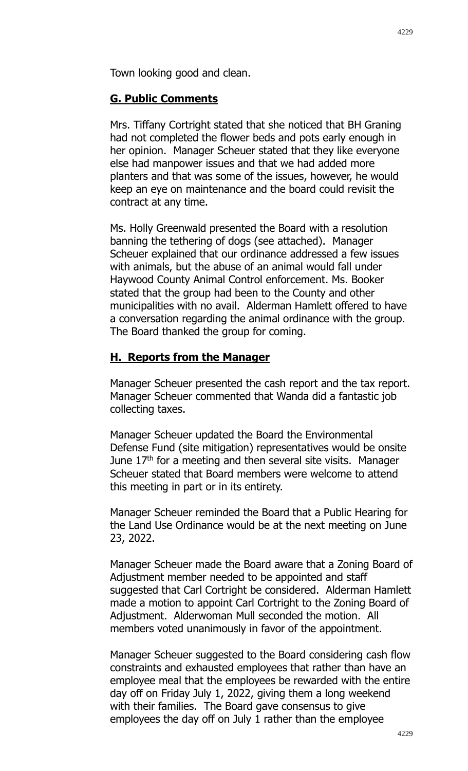Town looking good and clean.

## G. Public Comments

Mrs. Tiffany Cortright stated that she noticed that BH Graning had not completed the flower beds and pots early enough in her opinion. Manager Scheuer stated that they like everyone else had manpower issues and that we had added more planters and that was some of the issues, however, he would keep an eye on maintenance and the board could revisit the contract at any time.

Ms. Holly Greenwald presented the Board with a resolution banning the tethering of dogs (see attached). Manager Scheuer explained that our ordinance addressed a few issues with animals, but the abuse of an animal would fall under Haywood County Animal Control enforcement. Ms. Booker stated that the group had been to the County and other municipalities with no avail. Alderman Hamlett offered to have a conversation regarding the animal ordinance with the group. The Board thanked the group for coming.

## H. Reports from the Manager

Manager Scheuer presented the cash report and the tax report. Manager Scheuer commented that Wanda did a fantastic job collecting taxes.

Manager Scheuer updated the Board the Environmental Defense Fund (site mitigation) representatives would be onsite June 17th for a meeting and then several site visits. Manager Scheuer stated that Board members were welcome to attend this meeting in part or in its entirety.

Manager Scheuer reminded the Board that a Public Hearing for the Land Use Ordinance would be at the next meeting on June 23, 2022.

Manager Scheuer made the Board aware that a Zoning Board of Adjustment member needed to be appointed and staff suggested that Carl Cortright be considered. Alderman Hamlett made a motion to appoint Carl Cortright to the Zoning Board of Adjustment. Alderwoman Mull seconded the motion. All members voted unanimously in favor of the appointment.

Manager Scheuer suggested to the Board considering cash flow constraints and exhausted employees that rather than have an employee meal that the employees be rewarded with the entire day off on Friday July 1, 2022, giving them a long weekend with their families. The Board gave consensus to give employees the day off on July 1 rather than the employee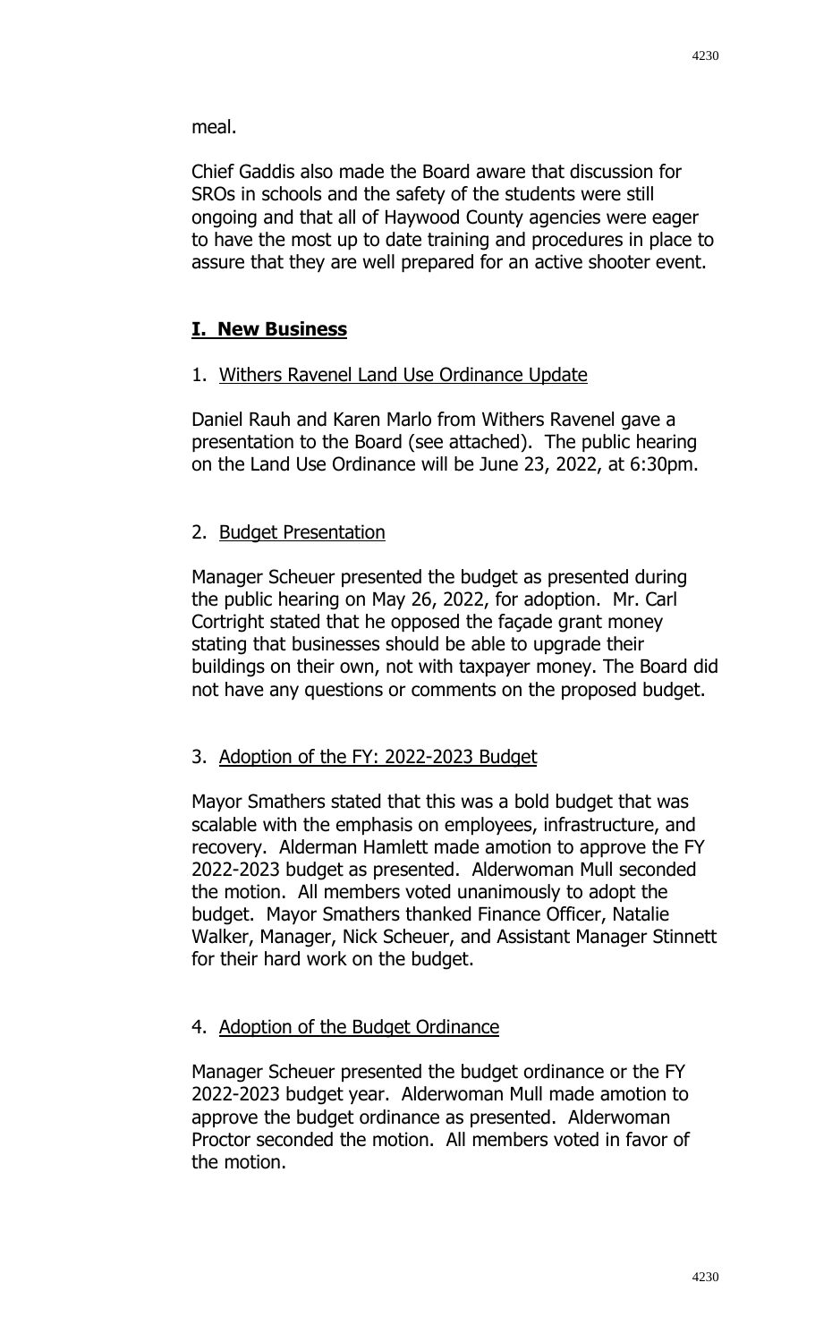meal.

Chief Gaddis also made the Board aware that discussion for SROs in schools and the safety of the students were still ongoing and that all of Haywood County agencies were eager to have the most up to date training and procedures in place to assure that they are well prepared for an active shooter event.

## **I. New Business**

1. Withers Ravenel Land Use Ordinance Update

Daniel Rauh and Karen Marlo from Withers Ravenel gave a presentation to the Board (see attached). The public hearing on the Land Use Ordinance will be June 23, 2022, at 6:30pm.

2. Budget Presentation

Manager Scheuer presented the budget as presented during the public hearing on May 26, 2022, for adoption. Mr. Carl Cortright stated that he opposed the façade grant money stating that businesses should be able to upgrade their buildings on their own, not with taxpayer money. The Board did not have any questions or comments on the proposed budget.

3. Adoption of the FY: 2022-2023 Budget

Mayor Smathers stated that this was a bold budget that was scalable with the emphasis on employees, infrastructure, and recovery. Alderman Hamlett made amotion to approve the FY 2022-2023 budget as presented. Alderwoman Mull seconded the motion. All members voted unanimously to adopt the budget. Mayor Smathers thanked Finance Officer, Natalie Walker, Manager, Nick Scheuer, and Assistant Manager Stinnett for their hard work on the budget.

4. Adoption of the Budget Ordinance

Manager Scheuer presented the budget ordinance or the FY 2022-2023 budget year. Alderwoman Mull made amotion to approve the budget ordinance as presented. Alderwoman Proctor seconded the motion. All members voted in favor of the motion.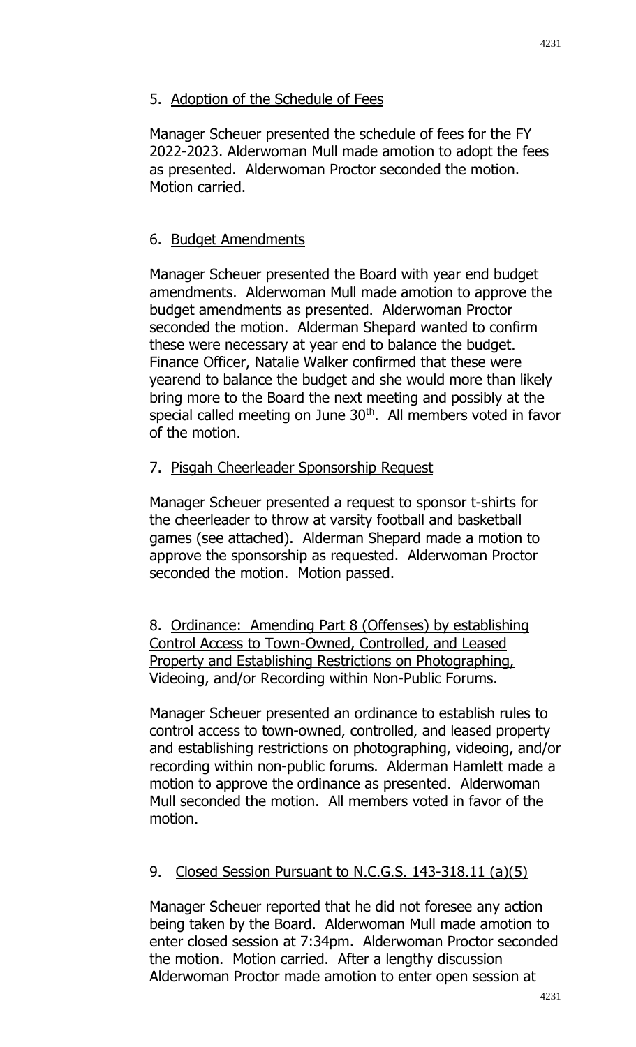5. Adoption of the Schedule of Fees

Manager Scheuer presented the schedule of fees for the FY 2022-2023. Alderwoman Mull made amotion to adopt the fees as presented. Alderwoman Proctor seconded the motion. Motion carried.

6. Budget Amendments

Manager Scheuer presented the Board with year end budget amendments. Alderwoman Mull made amotion to approve the budget amendments as presented. Alderwoman Proctor seconded the motion. Alderman Shepard wanted to confirm these were necessary at year end to balance the budget. Finance Officer, Natalie Walker confirmed that these were yearend to balance the budget and she would more than likely bring more to the Board the next meeting and possibly at the special called meeting on June 30th. All members voted in favor of the motion.

7. Pisgah Cheerleader Sponsorship Request

Manager Scheuer presented a request to sponsor t-shirts for the cheerleader to throw at varsity football and basketball games (see attached). Alderman Shepard made a motion to approve the sponsorship as requested. Alderwoman Proctor seconded the motion. Motion passed.

8. Ordinance: Amending Part 8 (Offenses) by establishing Control Access to Town-Owned, Controlled, and Leased Property and Establishing Restrictions on Photographing, Videoing, and/or Recording within Non-Public Forums.

Manager Scheuer presented an ordinance to establish rules to control access to town-owned, controlled, and leased property and establishing restrictions on photographing, videoing, and/or recording within non-public forums. Alderman Hamlett made a motion to approve the ordinance as presented. Alderwoman Mull seconded the motion. All members voted in favor of the motion.

9. Closed Session Pursuant to N.C.G.S. 143-318.11 (a)(5)

Manager Scheuer reported that he did not foresee any action being taken by the Board. Alderwoman Mull made amotion to enter closed session at 7:34pm. Alderwoman Proctor seconded the motion. Motion carried. After a lengthy discussion Alderwoman Proctor made amotion to enter open session at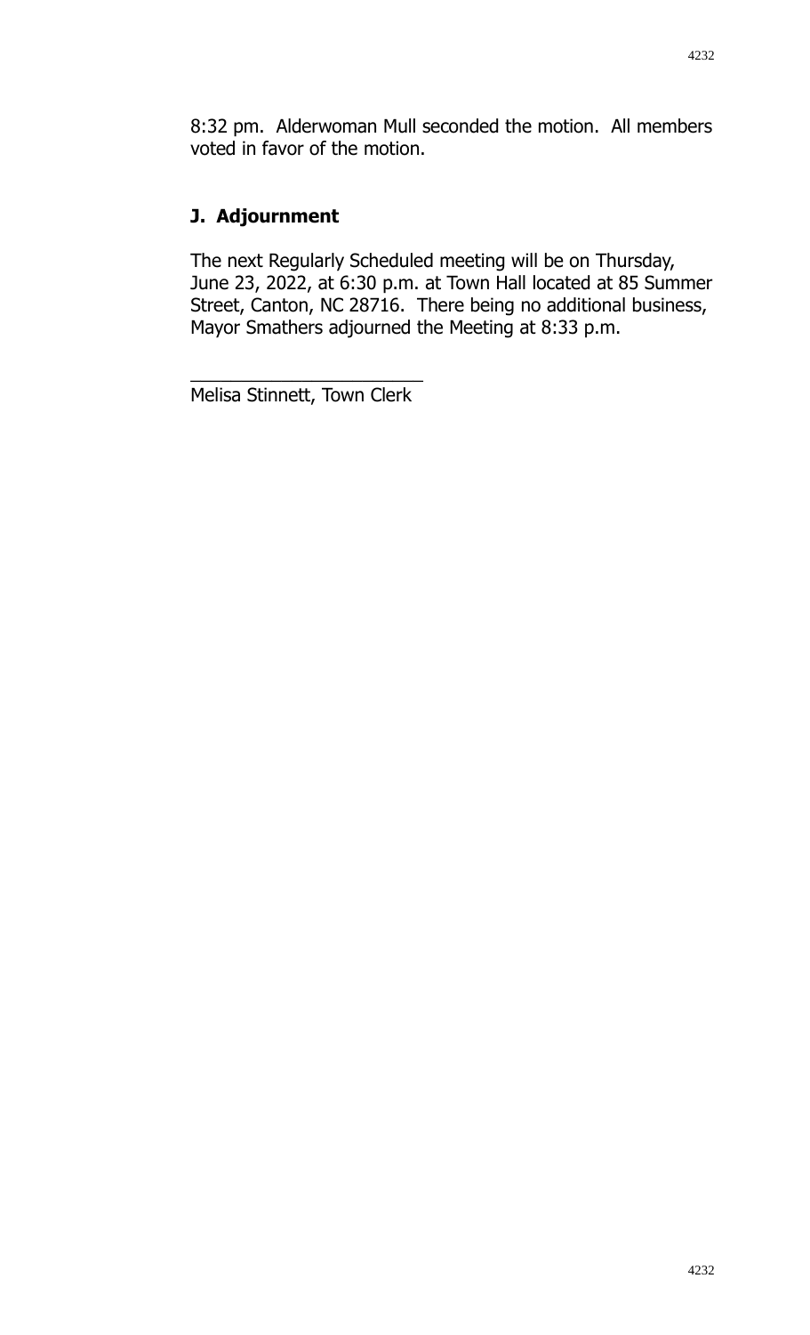8:32 pm. Alderwoman Mull seconded the motion. All members voted in favor of the motion.

## J. Adjournment

The next Regularly Scheduled meeting will be on Thursday, June 23, 2022, at 6:30 p.m. at Town Hall located at 85 Summer Street, Canton, NC 28716. There being no additional business, Mayor Smathers adjourned the Meeting at 8:33 p.m.

______________________
Melisa Stinnett, Town Clerk